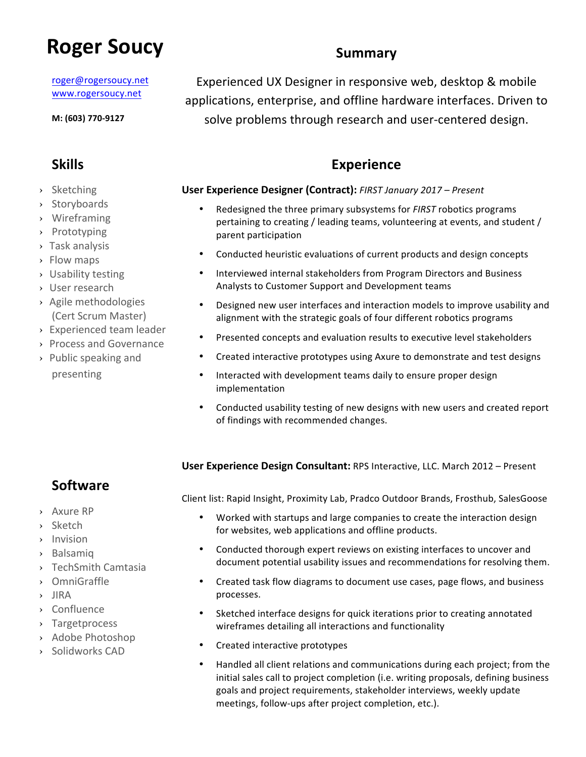# Roger Soucy

roger@rogersoucy.net
www.rogersoucy.net

**M: (603) 770-9127**

## Summary

Experienced UX Designer in responsive web, desktop & mobile applications, enterprise, and offline hardware interfaces. Driven to solve problems through research and user-centered design.

## Skills

- Sketching
- Storyboards
- Wireframing
- Prototyping
- Task analysis
- Flow maps
- Usability testing
- User research
- Agile methodologies (Cert Scrum Master)
- Experienced team leader
- Process and Governance
- Public speaking and presenting

## Software

- Axure RP
- Sketch
- Invision
- Balsamiq
- TechSmith Camtasia
- OmniGraffle
- JIRA
- Confluence
- Targetprocess
- Adobe Photoshop
- Solidworks CAD

## Experience

**User Experience Designer (Contract):** *FIRST January 2017 – Present*

- Redesigned the three primary subsystems for *FIRST* robotics programs pertaining to creating / leading teams, volunteering at events, and student / parent participation
- Conducted heuristic evaluations of current products and design concepts
- Interviewed internal stakeholders from Program Directors and Business Analysts to Customer Support and Development teams
- Designed new user interfaces and interaction models to improve usability and alignment with the strategic goals of four different robotics programs
- Presented concepts and evaluation results to executive level stakeholders
- Created interactive prototypes using Axure to demonstrate and test designs
- Interacted with development teams daily to ensure proper design implementation
- Conducted usability testing of new designs with new users and created report of findings with recommended changes.

**User Experience Design Consultant:** RPS Interactive, LLC. March 2012 – Present

Client list: Rapid Insight, Proximity Lab, Pradco Outdoor Brands, Frosthub, SalesGoose

- Worked with startups and large companies to create the interaction design for websites, web applications and offline products.
- Conducted thorough expert reviews on existing interfaces to uncover and document potential usability issues and recommendations for resolving them.
- Created task flow diagrams to document use cases, page flows, and business processes.
- Sketched interface designs for quick iterations prior to creating annotated wireframes detailing all interactions and functionality
- Created interactive prototypes
- Handled all client relations and communications during each project; from the initial sales call to project completion (i.e. writing proposals, defining business goals and project requirements, stakeholder interviews, weekly update meetings, follow-ups after project completion, etc.).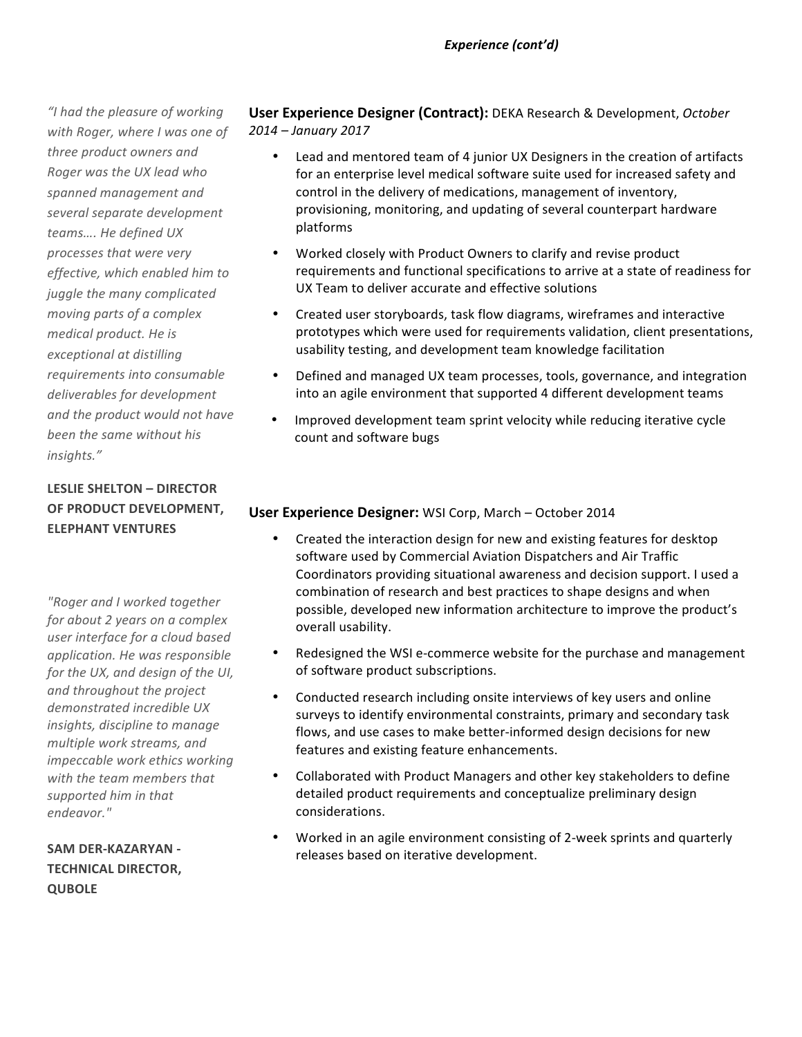*Experience (cont'd)*

### **User Experience Designer (Contract):** DEKA Research & Development, *October 2014 – January 2017*

- Lead and mentored team of 4 junior UX Designers in the creation of artifacts for an enterprise level medical software suite used for increased safety and control in the delivery of medications, management of inventory, provisioning, monitoring, and updating of several counterpart hardware platforms
- Worked closely with Product Owners to clarify and revise product requirements and functional specifications to arrive at a state of readiness for UX Team to deliver accurate and effective solutions
- Created user storyboards, task flow diagrams, wireframes and interactive prototypes which were used for requirements validation, client presentations, usability testing, and development team knowledge facilitation
- Defined and managed UX team processes, tools, governance, and integration into an agile environment that supported 4 different development teams
- Improved development team sprint velocity while reducing iterative cycle count and software bugs

*"I had the pleasure of working with Roger, where I was one of three product owners and Roger was the UX lead who spanned management and several separate development teams…. He defined UX processes that were very effective, which enabled him to juggle the many complicated moving parts of a complex medical product. He is exceptional at distilling requirements into consumable deliverables for development and the product would not have been the same without his insights."*

**LESLIE SHELTON – DIRECTOR OF PRODUCT DEVELOPMENT, ELEPHANT VENTURES**

### **User Experience Designer:** WSI Corp, March – October 2014

- Created the interaction design for new and existing features for desktop software used by Commercial Aviation Dispatchers and Air Traffic Coordinators providing situational awareness and decision support. I used a combination of research and best practices to shape designs and when possible, developed new information architecture to improve the product's overall usability.
- Redesigned the WSI e-commerce website for the purchase and management of software product subscriptions.
- Conducted research including onsite interviews of key users and online surveys to identify environmental constraints, primary and secondary task flows, and use cases to make better-informed design decisions for new features and existing feature enhancements.
- Collaborated with Product Managers and other key stakeholders to define detailed product requirements and conceptualize preliminary design considerations.
- Worked in an agile environment consisting of 2-week sprints and quarterly releases based on iterative development.

*"Roger and I worked together for about 2 years on a complex user interface for a cloud based application. He was responsible for the UX, and design of the UI, and throughout the project demonstrated incredible UX insights, discipline to manage multiple work streams, and impeccable work ethics working with the team members that supported him in that endeavor."*

**SAM DER-KAZARYAN - TECHNICAL DIRECTOR, QUBOLE**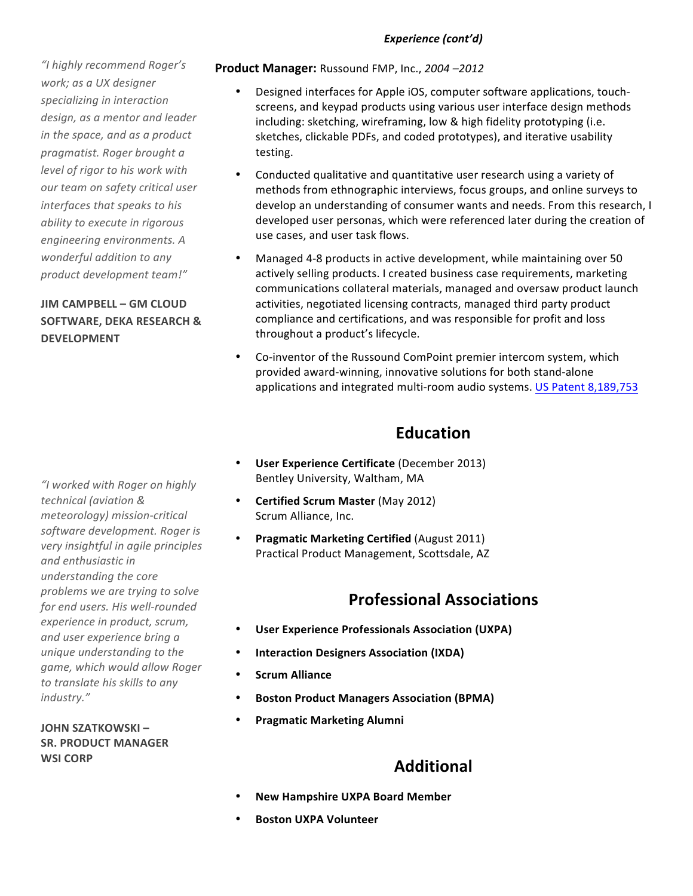***Experience (cont'd)***

**Product Manager:** Russound FMP, Inc., *2004 –2012*

- Designed interfaces for Apple iOS, computer software applications, touch-screens, and keypad products using various user interface design methods including: sketching, wireframing, low & high fidelity prototyping (i.e. sketches, clickable PDFs, and coded prototypes), and iterative usability testing.
- Conducted qualitative and quantitative user research using a variety of methods from ethnographic interviews, focus groups, and online surveys to develop an understanding of consumer wants and needs. From this research, I developed user personas, which were referenced later during the creation of use cases, and user task flows.
- Managed 4-8 products in active development, while maintaining over 50 actively selling products. I created business case requirements, marketing communications collateral materials, managed and oversaw product launch activities, negotiated licensing contracts, managed third party product compliance and certifications, and was responsible for profit and loss throughout a product's lifecycle.
- Co-inventor of the Russound ComPoint premier intercom system, which provided award-winning, innovative solutions for both stand-alone applications and integrated multi-room audio systems. US Patent 8,189,753

*"I highly recommend Roger's work; as a UX designer specializing in interaction design, as a mentor and leader in the space, and as a product pragmatist. Roger brought a level of rigor to his work with our team on safety critical user interfaces that speaks to his ability to execute in rigorous engineering environments. A wonderful addition to any product development team!"*

**JIM CAMPBELL – GM CLOUD SOFTWARE, DEKA RESEARCH & DEVELOPMENT**

## Education

- **User Experience Certificate** (December 2013)
  Bentley University, Waltham, MA
- **Certified Scrum Master** (May 2012)
  Scrum Alliance, Inc.
- **Pragmatic Marketing Certified** (August 2011)
  Practical Product Management, Scottsdale, AZ

*"I worked with Roger on highly technical (aviation & meteorology) mission-critical software development. Roger is very insightful in agile principles and enthusiastic in understanding the core problems we are trying to solve for end users. His well-rounded experience in product, scrum, and user experience bring a unique understanding to the game, which would allow Roger to translate his skills to any industry."*

**JOHN SZATKOWSKI – SR. PRODUCT MANAGER WSI CORP**

## Professional Associations

- **User Experience Professionals Association (UXPA)**
- **Interaction Designers Association (IXDA)**
- **Scrum Alliance**
- **Boston Product Managers Association (BPMA)**
- **Pragmatic Marketing Alumni**

## Additional

- **New Hampshire UXPA Board Member**
- **Boston UXPA Volunteer**